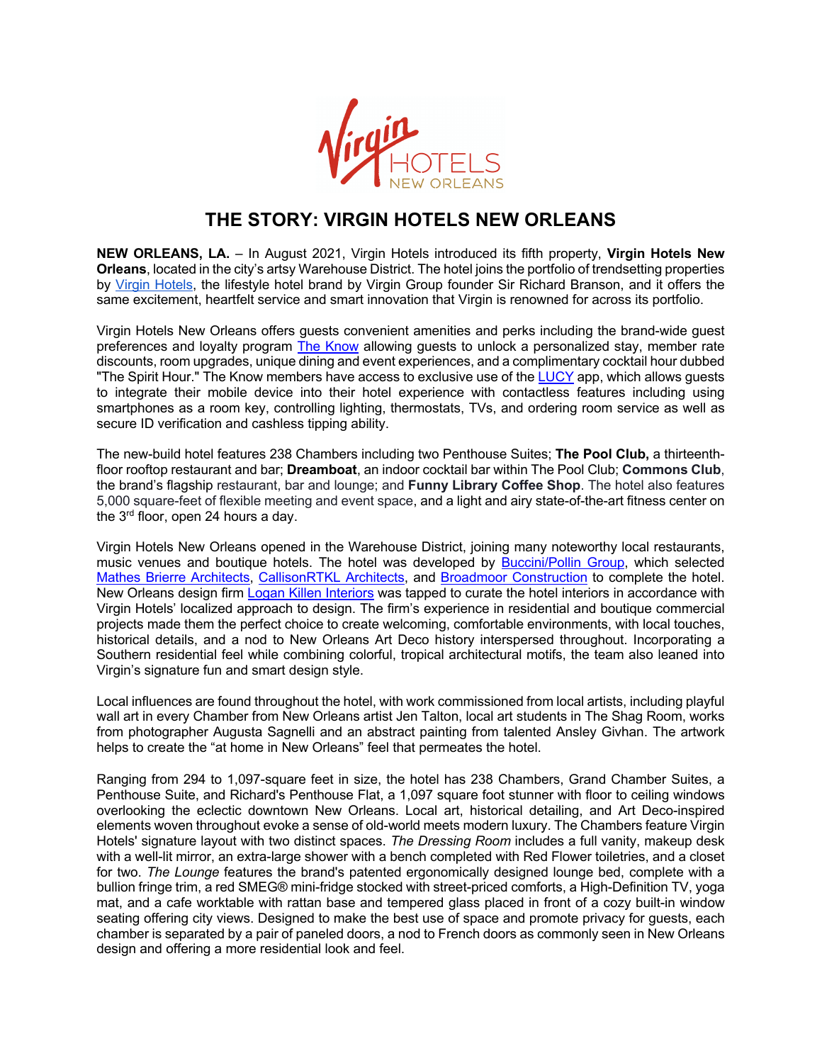# THE STORY: VIRGIN HOTELS NEW ORLEANS

**NEW ORLEANS, LA.** – In August 2021, Virgin Hotels introduced its fifth property, **Virgin Hotels New Orleans**, located in the city's artsy Warehouse District. The hotel joins the portfolio of trendsetting properties by Virgin Hotels, the lifestyle hotel brand by Virgin Group founder Sir Richard Branson, and it offers the same excitement, heartfelt service and smart innovation that Virgin is renowned for across its portfolio.

Virgin Hotels New Orleans offers guests convenient amenities and perks including the brand-wide guest preferences and loyalty program The Know allowing guests to unlock a personalized stay, member rate discounts, room upgrades, unique dining and event experiences, and a complimentary cocktail hour dubbed "The Spirit Hour." The Know members have access to exclusive use of the LUCY app, which allows guests to integrate their mobile device into their hotel experience with contactless features including using smartphones as a room key, controlling lighting, thermostats, TVs, and ordering room service as well as secure ID verification and cashless tipping ability.

The new-build hotel features 238 Chambers including two Penthouse Suites; **The Pool Club,** a thirteenth-floor rooftop restaurant and bar; **Dreamboat**, an indoor cocktail bar within The Pool Club; **Commons Club**, the brand's flagship restaurant, bar and lounge; and **Funny Library Coffee Shop**. The hotel also features 5,000 square-feet of flexible meeting and event space, and a light and airy state-of-the-art fitness center on the 3rd floor, open 24 hours a day.

Virgin Hotels New Orleans opened in the Warehouse District, joining many noteworthy local restaurants, music venues and boutique hotels. The hotel was developed by Buccini/Pollin Group, which selected Mathes Brierre Architects, CallisonRTKL Architects, and Broadmoor Construction to complete the hotel. New Orleans design firm Logan Killen Interiors was tapped to curate the hotel interiors in accordance with Virgin Hotels' localized approach to design. The firm's experience in residential and boutique commercial projects made them the perfect choice to create welcoming, comfortable environments, with local touches, historical details, and a nod to New Orleans Art Deco history interspersed throughout. Incorporating a Southern residential feel while combining colorful, tropical architectural motifs, the team also leaned into Virgin's signature fun and smart design style.

Local influences are found throughout the hotel, with work commissioned from local artists, including playful wall art in every Chamber from New Orleans artist Jen Talton, local art students in The Shag Room, works from photographer Augusta Sagnelli and an abstract painting from talented Ansley Givhan. The artwork helps to create the "at home in New Orleans" feel that permeates the hotel.

Ranging from 294 to 1,097-square feet in size, the hotel has 238 Chambers, Grand Chamber Suites, a Penthouse Suite, and Richard's Penthouse Flat, a 1,097 square foot stunner with floor to ceiling windows overlooking the eclectic downtown New Orleans. Local art, historical detailing, and Art Deco-inspired elements woven throughout evoke a sense of old-world meets modern luxury. The Chambers feature Virgin Hotels' signature layout with two distinct spaces. *The Dressing Room* includes a full vanity, makeup desk with a well-lit mirror, an extra-large shower with a bench completed with Red Flower toiletries, and a closet for two. *The Lounge* features the brand's patented ergonomically designed lounge bed, complete with a bullion fringe trim, a red SMEG® mini-fridge stocked with street-priced comforts, a High-Definition TV, yoga mat, and a cafe worktable with rattan base and tempered glass placed in front of a cozy built-in window seating offering city views. Designed to make the best use of space and promote privacy for guests, each chamber is separated by a pair of paneled doors, a nod to French doors as commonly seen in New Orleans design and offering a more residential look and feel.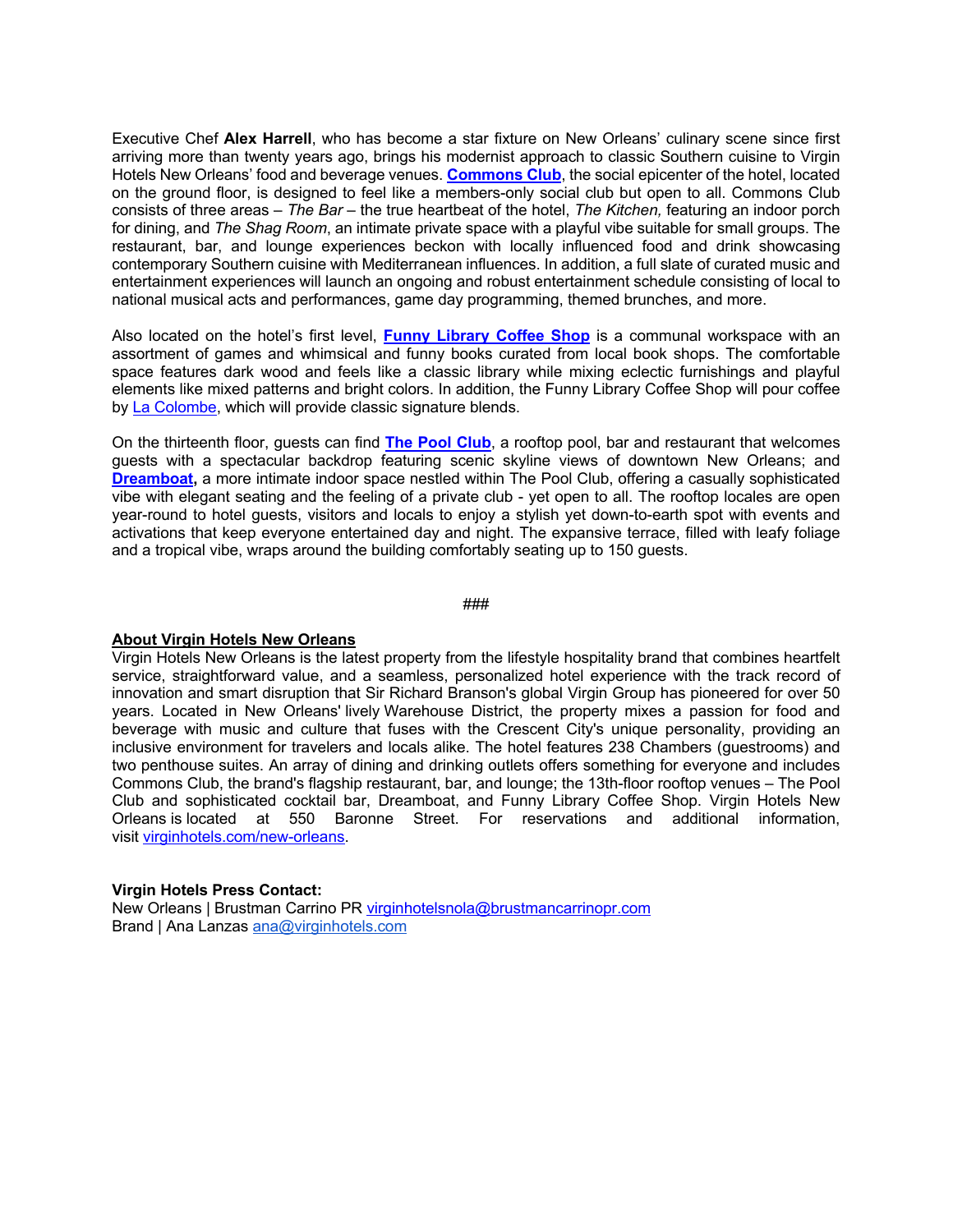Executive Chef **Alex Harrell**, who has become a star fixture on New Orleans' culinary scene since first arriving more than twenty years ago, brings his modernist approach to classic Southern cuisine to Virgin Hotels New Orleans' food and beverage venues. **Commons Club**, the social epicenter of the hotel, located on the ground floor, is designed to feel like a members-only social club but open to all. Commons Club consists of three areas – *The Bar* – the true heartbeat of the hotel, *The Kitchen,* featuring an indoor porch for dining, and *The Shag Room*, an intimate private space with a playful vibe suitable for small groups. The restaurant, bar, and lounge experiences beckon with locally influenced food and drink showcasing contemporary Southern cuisine with Mediterranean influences. In addition, a full slate of curated music and entertainment experiences will launch an ongoing and robust entertainment schedule consisting of local to national musical acts and performances, game day programming, themed brunches, and more.

Also located on the hotel's first level, **Funny Library Coffee Shop** is a communal workspace with an assortment of games and whimsical and funny books curated from local book shops. The comfortable space features dark wood and feels like a classic library while mixing eclectic furnishings and playful elements like mixed patterns and bright colors. In addition, the Funny Library Coffee Shop will pour coffee by La Colombe, which will provide classic signature blends.

On the thirteenth floor, guests can find **The Pool Club**, a rooftop pool, bar and restaurant that welcomes guests with a spectacular backdrop featuring scenic skyline views of downtown New Orleans; and **Dreamboat,** a more intimate indoor space nestled within The Pool Club, offering a casually sophisticated vibe with elegant seating and the feeling of a private club - yet open to all. The rooftop locales are open year-round to hotel guests, visitors and locals to enjoy a stylish yet down-to-earth spot with events and activations that keep everyone entertained day and night. The expansive terrace, filled with leafy foliage and a tropical vibe, wraps around the building comfortably seating up to 150 guests.

###

**About Virgin Hotels New Orleans**

Virgin Hotels New Orleans is the latest property from the lifestyle hospitality brand that combines heartfelt service, straightforward value, and a seamless, personalized hotel experience with the track record of innovation and smart disruption that Sir Richard Branson's global Virgin Group has pioneered for over 50 years. Located in New Orleans' lively Warehouse District, the property mixes a passion for food and beverage with music and culture that fuses with the Crescent City's unique personality, providing an inclusive environment for travelers and locals alike. The hotel features 238 Chambers (guestrooms) and two penthouse suites. An array of dining and drinking outlets offers something for everyone and includes Commons Club, the brand's flagship restaurant, bar, and lounge; the 13th-floor rooftop venues – The Pool Club and sophisticated cocktail bar, Dreamboat, and Funny Library Coffee Shop. Virgin Hotels New Orleans is located at 550 Baronne Street. For reservations and additional information, visit virginhotels.com/new-orleans.

**Virgin Hotels Press Contact:**
New Orleans | Brustman Carrino PR virginhotelsnola@brustmancarrinopr.com
Brand | Ana Lanzas ana@virginhotels.com